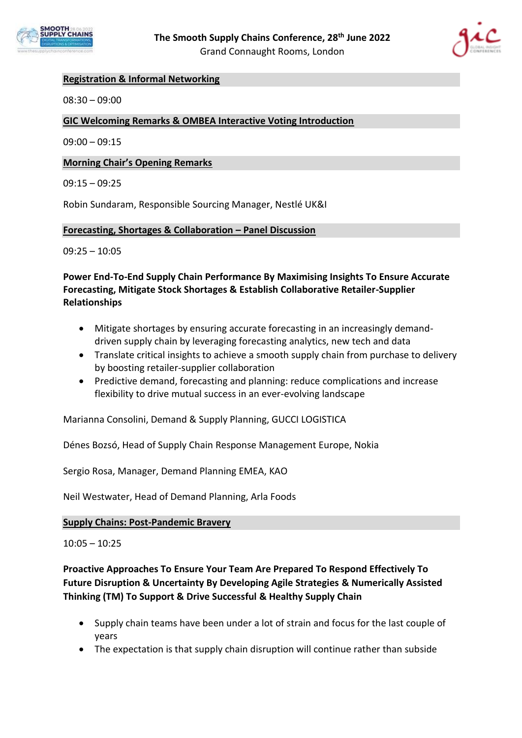# The Smooth Supply Chains Conference, 28th June 2022

Grand Connaught Rooms, London

## Registration & Informal Networking

08:30 – 09:00

## GIC Welcoming Remarks & OMBEA Interactive Voting Introduction

09:00 – 09:15

## Morning Chair's Opening Remarks

09:15 – 09:25

Robin Sundaram, Responsible Sourcing Manager, Nestlé UK&I

## Forecasting, Shortages & Collaboration – Panel Discussion

09:25 – 10:05

**Power End-To-End Supply Chain Performance By Maximising Insights To Ensure Accurate Forecasting, Mitigate Stock Shortages & Establish Collaborative Retailer-Supplier Relationships**

- Mitigate shortages by ensuring accurate forecasting in an increasingly demand-driven supply chain by leveraging forecasting analytics, new tech and data
- Translate critical insights to achieve a smooth supply chain from purchase to delivery by boosting retailer-supplier collaboration
- Predictive demand, forecasting and planning: reduce complications and increase flexibility to drive mutual success in an ever-evolving landscape

Marianna Consolini, Demand & Supply Planning, GUCCI LOGISTICA

Dénes Bozsó, Head of Supply Chain Response Management Europe, Nokia

Sergio Rosa, Manager, Demand Planning EMEA, KAO

Neil Westwater, Head of Demand Planning, Arla Foods

## Supply Chains: Post-Pandemic Bravery

10:05 – 10:25

**Proactive Approaches To Ensure Your Team Are Prepared To Respond Effectively To Future Disruption & Uncertainty By Developing Agile Strategies & Numerically Assisted Thinking (TM) To Support & Drive Successful & Healthy Supply Chain**

- Supply chain teams have been under a lot of strain and focus for the last couple of years
- The expectation is that supply chain disruption will continue rather than subside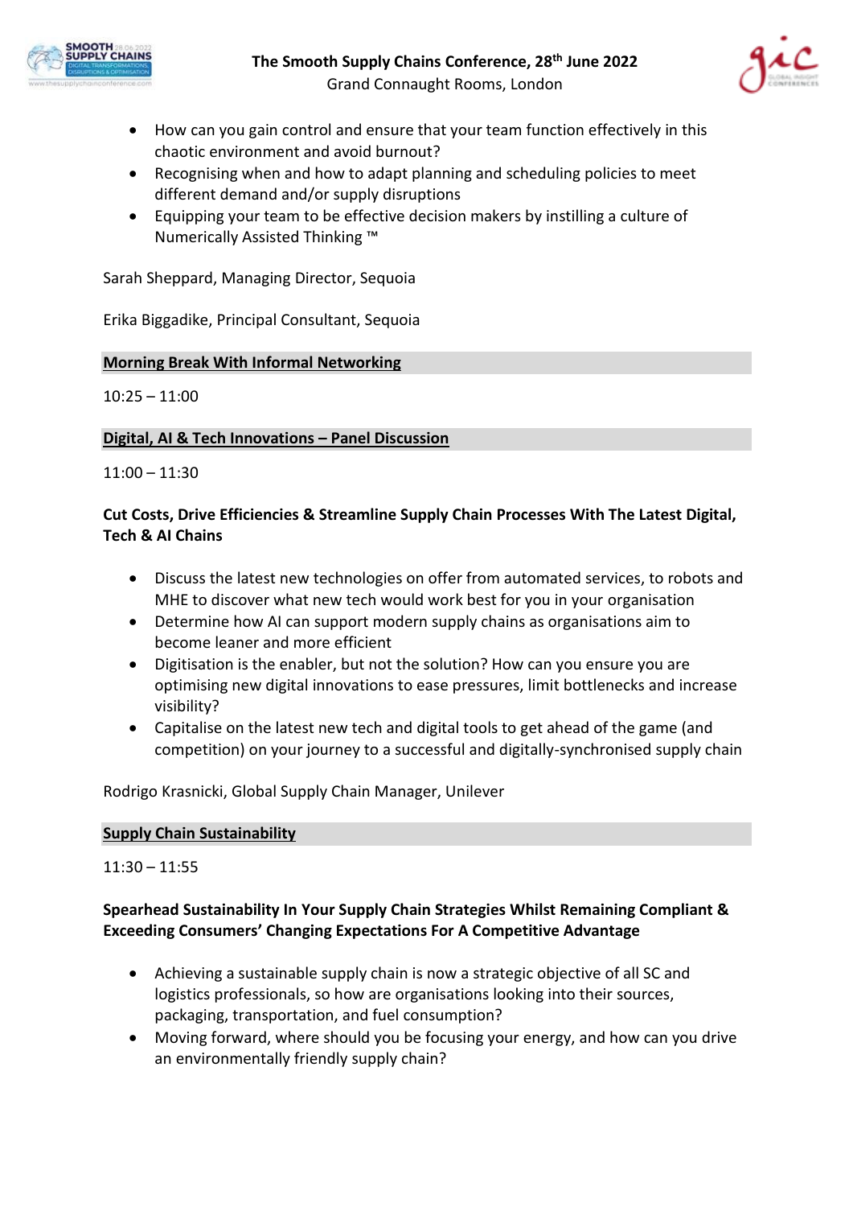- How can you gain control and ensure that your team function effectively in this chaotic environment and avoid burnout?
- Recognising when and how to adapt planning and scheduling policies to meet different demand and/or supply disruptions
- Equipping your team to be effective decision makers by instilling a culture of Numerically Assisted Thinking ™

Sarah Sheppard, Managing Director, Sequoia

Erika Biggadike, Principal Consultant, Sequoia

## Morning Break With Informal Networking

10:25 – 11:00

## Digital, AI & Tech Innovations – Panel Discussion

11:00 – 11:30

**Cut Costs, Drive Efficiencies & Streamline Supply Chain Processes With The Latest Digital, Tech & AI Chains**

- Discuss the latest new technologies on offer from automated services, to robots and MHE to discover what new tech would work best for you in your organisation
- Determine how AI can support modern supply chains as organisations aim to become leaner and more efficient
- Digitisation is the enabler, but not the solution? How can you ensure you are optimising new digital innovations to ease pressures, limit bottlenecks and increase visibility?
- Capitalise on the latest new tech and digital tools to get ahead of the game (and competition) on your journey to a successful and digitally-synchronised supply chain

Rodrigo Krasnicki, Global Supply Chain Manager, Unilever

## Supply Chain Sustainability

11:30 – 11:55

**Spearhead Sustainability In Your Supply Chain Strategies Whilst Remaining Compliant & Exceeding Consumers' Changing Expectations For A Competitive Advantage**

- Achieving a sustainable supply chain is now a strategic objective of all SC and logistics professionals, so how are organisations looking into their sources, packaging, transportation, and fuel consumption?
- Moving forward, where should you be focusing your energy, and how can you drive an environmentally friendly supply chain?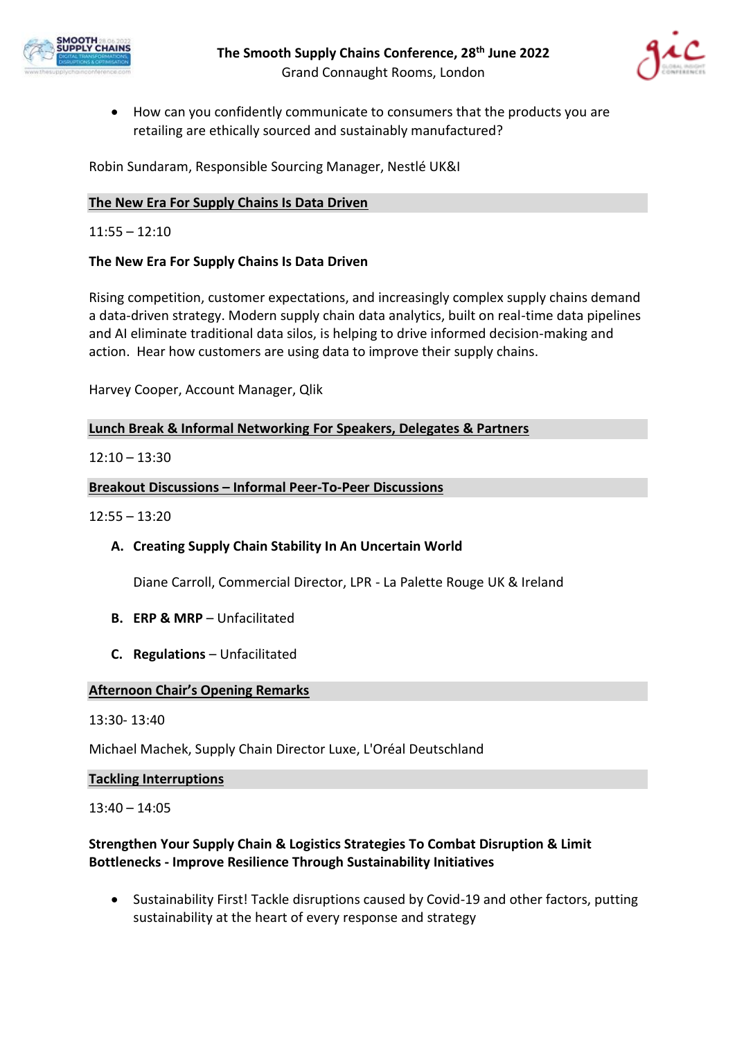- How can you confidently communicate to consumers that the products you are retailing are ethically sourced and sustainably manufactured?

Robin Sundaram, Responsible Sourcing Manager, Nestlé UK&I

## The New Era For Supply Chains Is Data Driven

11:55 – 12:10

**The New Era For Supply Chains Is Data Driven**

Rising competition, customer expectations, and increasingly complex supply chains demand a data-driven strategy. Modern supply chain data analytics, built on real-time data pipelines and AI eliminate traditional data silos, is helping to drive informed decision-making and action. Hear how customers are using data to improve their supply chains.

Harvey Cooper, Account Manager, Qlik

## Lunch Break & Informal Networking For Speakers, Delegates & Partners

12:10 – 13:30

## Breakout Discussions – Informal Peer-To-Peer Discussions

12:55 – 13:20

**A. Creating Supply Chain Stability In An Uncertain World**

Diane Carroll, Commercial Director, LPR - La Palette Rouge UK & Ireland

**B. ERP & MRP** – Unfacilitated

**C. Regulations** – Unfacilitated

## Afternoon Chair's Opening Remarks

13:30- 13:40

Michael Machek, Supply Chain Director Luxe, L'Oréal Deutschland

## Tackling Interruptions

13:40 – 14:05

**Strengthen Your Supply Chain & Logistics Strategies To Combat Disruption & Limit Bottlenecks - Improve Resilience Through Sustainability Initiatives**

- Sustainability First! Tackle disruptions caused by Covid-19 and other factors, putting sustainability at the heart of every response and strategy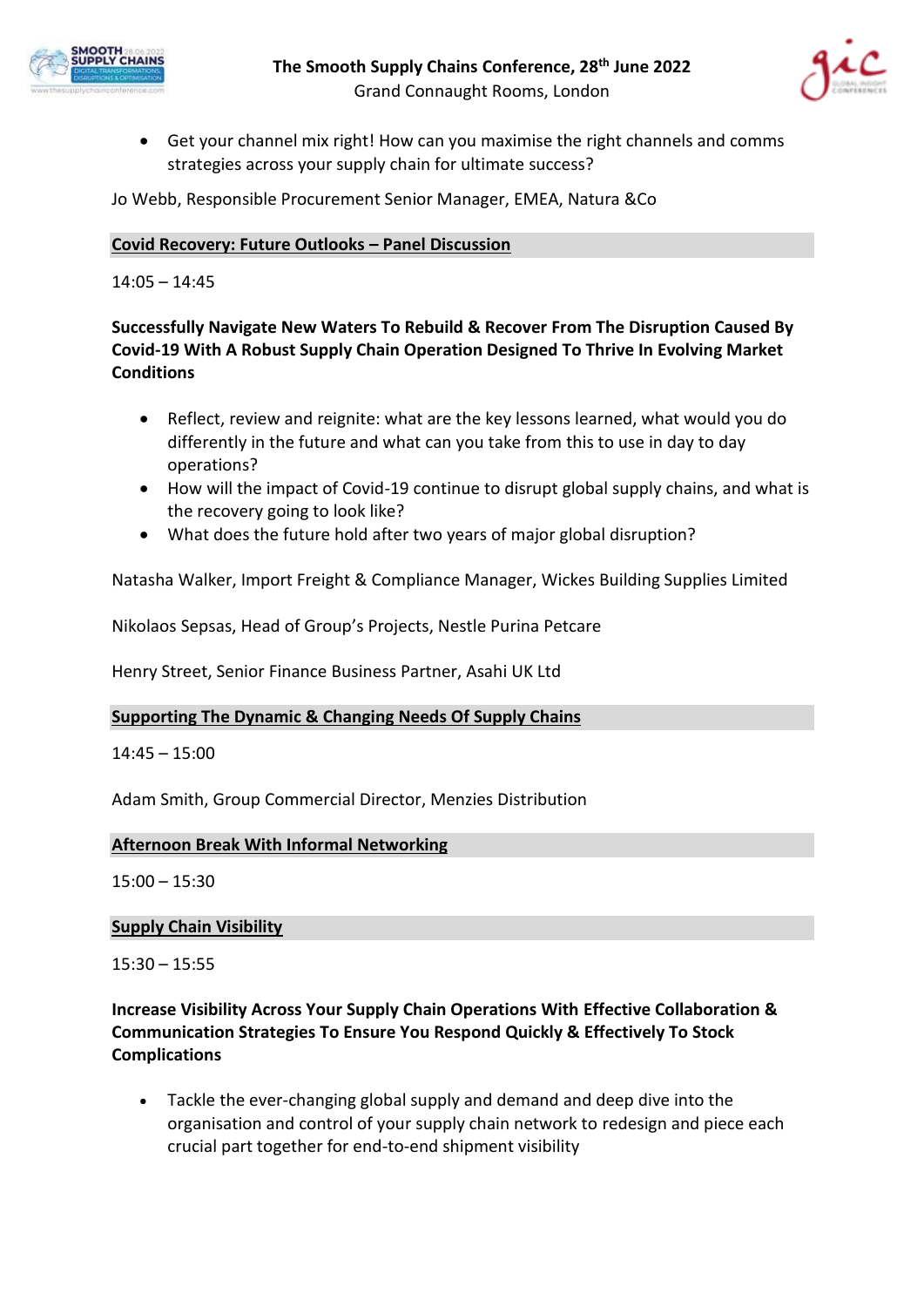- Get your channel mix right! How can you maximise the right channels and comms strategies across your supply chain for ultimate success?

Jo Webb, Responsible Procurement Senior Manager, EMEA, Natura &Co

## Covid Recovery: Future Outlooks – Panel Discussion

14:05 – 14:45

**Successfully Navigate New Waters To Rebuild & Recover From The Disruption Caused By Covid-19 With A Robust Supply Chain Operation Designed To Thrive In Evolving Market Conditions**

- Reflect, review and reignite: what are the key lessons learned, what would you do differently in the future and what can you take from this to use in day to day operations?
- How will the impact of Covid-19 continue to disrupt global supply chains, and what is the recovery going to look like?
- What does the future hold after two years of major global disruption?

Natasha Walker, Import Freight & Compliance Manager, Wickes Building Supplies Limited

Nikolaos Sepsas, Head of Group's Projects, Nestle Purina Petcare

Henry Street, Senior Finance Business Partner, Asahi UK Ltd

## Supporting The Dynamic & Changing Needs Of Supply Chains

14:45 – 15:00

Adam Smith, Group Commercial Director, Menzies Distribution

## Afternoon Break With Informal Networking

15:00 – 15:30

## Supply Chain Visibility

15:30 – 15:55

**Increase Visibility Across Your Supply Chain Operations With Effective Collaboration & Communication Strategies To Ensure You Respond Quickly & Effectively To Stock Complications**

- Tackle the ever-changing global supply and demand and deep dive into the organisation and control of your supply chain network to redesign and piece each crucial part together for end-to-end shipment visibility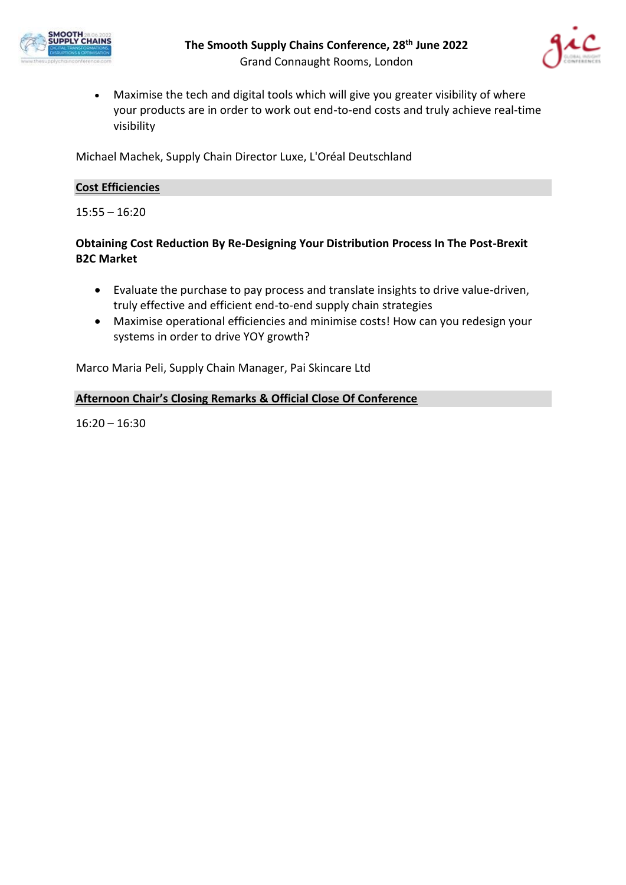- Maximise the tech and digital tools which will give you greater visibility of where your products are in order to work out end-to-end costs and truly achieve real-time visibility

Michael Machek, Supply Chain Director Luxe, L'Oréal Deutschland

## Cost Efficiencies

15:55 – 16:20

**Obtaining Cost Reduction By Re-Designing Your Distribution Process In The Post-Brexit B2C Market**

- Evaluate the purchase to pay process and translate insights to drive value-driven, truly effective and efficient end-to-end supply chain strategies
- Maximise operational efficiencies and minimise costs! How can you redesign your systems in order to drive YOY growth?

Marco Maria Peli, Supply Chain Manager, Pai Skincare Ltd

## Afternoon Chair's Closing Remarks & Official Close Of Conference

16:20 – 16:30